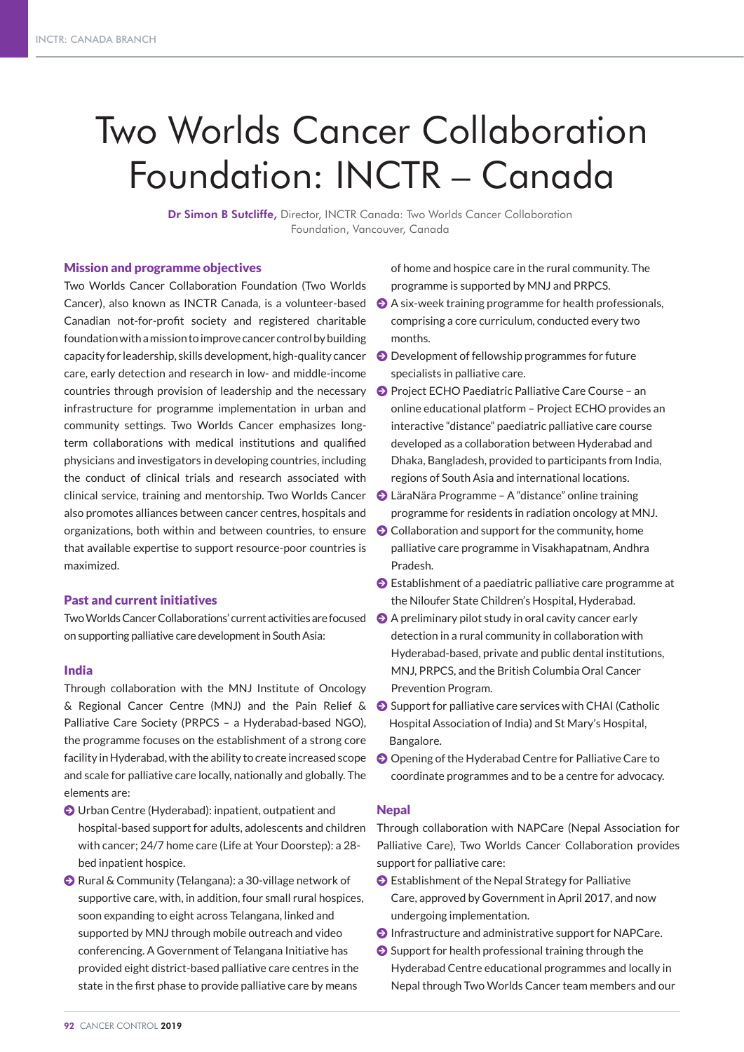# Two Worlds Cancer Collaboration Foundation: INCTR – Canada

**Dr Simon B Sutcliffe,** Director, INCTR Canada: Two Worlds Cancer Collaboration Foundation, Vancouver, Canada

## Mission and programme objectives

Two Worlds Cancer Collaboration Foundation (Two Worlds Cancer), also known as INCTR Canada, is a volunteer-based Canadian not-for-profit society and registered charitable foundation with a mission to improve cancer control by building capacity for leadership, skills development, high-quality cancer care, early detection and research in low- and middle-income countries through provision of leadership and the necessary infrastructure for programme implementation in urban and community settings. Two Worlds Cancer emphasizes long-term collaborations with medical institutions and qualified physicians and investigators in developing countries, including the conduct of clinical trials and research associated with clinical service, training and mentorship. Two Worlds Cancer also promotes alliances between cancer centres, hospitals and organizations, both within and between countries, to ensure that available expertise to support resource-poor countries is maximized.

## Past and current initiatives

Two Worlds Cancer Collaborations' current activities are focused on supporting palliative care development in South Asia:

### India

Through collaboration with the MNJ Institute of Oncology & Regional Cancer Centre (MNJ) and the Pain Relief & Palliative Care Society (PRPCS – a Hyderabad-based NGO), the programme focuses on the establishment of a strong core facility in Hyderabad, with the ability to create increased scope and scale for palliative care locally, nationally and globally. The elements are:

- Urban Centre (Hyderabad): inpatient, outpatient and hospital-based support for adults, adolescents and children with cancer; 24/7 home care (Life at Your Doorstep): a 28-bed inpatient hospice.
- Rural & Community (Telangana): a 30-village network of supportive care, with, in addition, four small rural hospices, soon expanding to eight across Telangana, linked and supported by MNJ through mobile outreach and video conferencing. A Government of Telangana Initiative has provided eight district-based palliative care centres in the state in the first phase to provide palliative care by means of home and hospice care in the rural community. The programme is supported by MNJ and PRPCS.
- A six-week training programme for health professionals, comprising a core curriculum, conducted every two months.
- Development of fellowship programmes for future specialists in palliative care.
- Project ECHO Paediatric Palliative Care Course – an online educational platform – Project ECHO provides an interactive "distance" paediatric palliative care course developed as a collaboration between Hyderabad and Dhaka, Bangladesh, provided to participants from India, regions of South Asia and international locations.
- LäraNära Programme – A "distance" online training programme for residents in radiation oncology at MNJ.
- Collaboration and support for the community, home palliative care programme in Visakhapatnam, Andhra Pradesh.
- Establishment of a paediatric palliative care programme at the Niloufer State Children's Hospital, Hyderabad.
- A preliminary pilot study in oral cavity cancer early detection in a rural community in collaboration with Hyderabad-based, private and public dental institutions, MNJ, PRPCS, and the British Columbia Oral Cancer Prevention Program.
- Support for palliative care services with CHAI (Catholic Hospital Association of India) and St Mary's Hospital, Bangalore.
- Opening of the Hyderabad Centre for Palliative Care to coordinate programmes and to be a centre for advocacy.

### Nepal

Through collaboration with NAPCare (Nepal Association for Palliative Care), Two Worlds Cancer Collaboration provides support for palliative care:

- Establishment of the Nepal Strategy for Palliative Care, approved by Government in April 2017, and now undergoing implementation.
- Infrastructure and administrative support for NAPCare.
- Support for health professional training through the Hyderabad Centre educational programmes and locally in Nepal through Two Worlds Cancer team members and our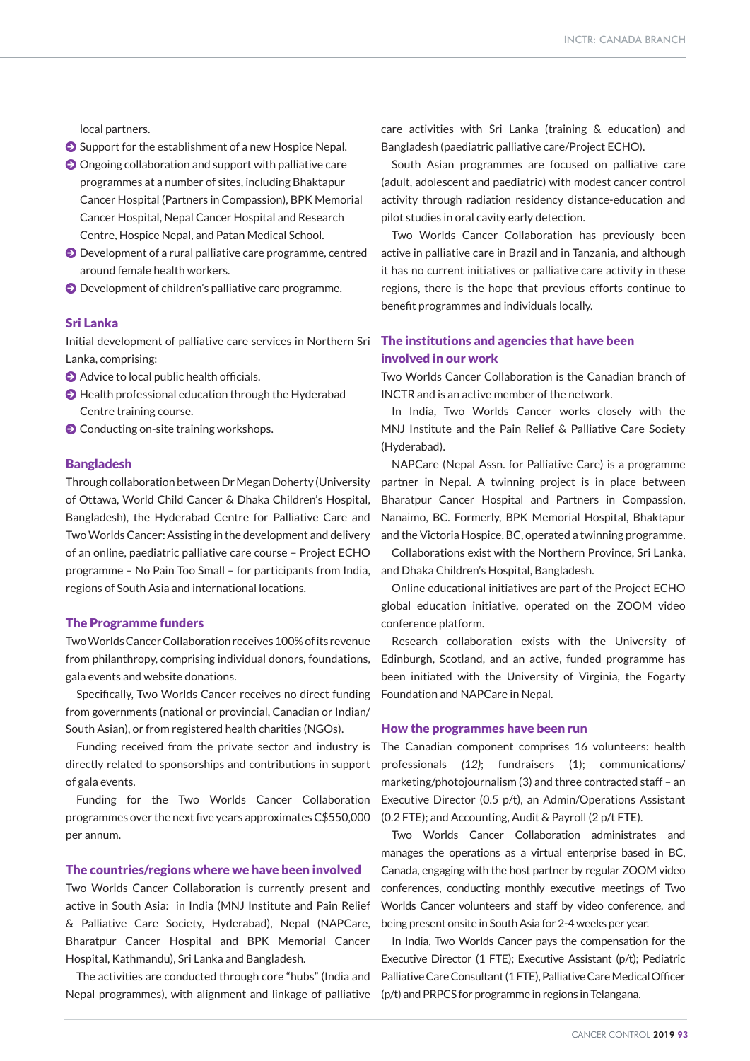local partners.

- Support for the establishment of a new Hospice Nepal.
- Ongoing collaboration and support with palliative care programmes at a number of sites, including Bhaktapur Cancer Hospital (Partners in Compassion), BPK Memorial Cancer Hospital, Nepal Cancer Hospital and Research Centre, Hospice Nepal, and Patan Medical School.
- Development of a rural palliative care programme, centred around female health workers.
- Development of children's palliative care programme.

### Sri Lanka

Initial development of palliative care services in Northern Sri Lanka, comprising:

- Advice to local public health officials.
- Health professional education through the Hyderabad Centre training course.
- Conducting on-site training workshops.

### Bangladesh

Through collaboration between Dr Megan Doherty (University of Ottawa, World Child Cancer & Dhaka Children's Hospital, Bangladesh), the Hyderabad Centre for Palliative Care and Two Worlds Cancer: Assisting in the development and delivery of an online, paediatric palliative care course – Project ECHO programme – No Pain Too Small – for participants from India, regions of South Asia and international locations.

## The Programme funders

Two Worlds Cancer Collaboration receives 100% of its revenue from philanthropy, comprising individual donors, foundations, gala events and website donations.

Specifically, Two Worlds Cancer receives no direct funding from governments (national or provincial, Canadian or Indian/ South Asian), or from registered health charities (NGOs).

Funding received from the private sector and industry is directly related to sponsorships and contributions in support of gala events.

Funding for the Two Worlds Cancer Collaboration programmes over the next five years approximates C$550,000 per annum.

## The countries/regions where we have been involved

Two Worlds Cancer Collaboration is currently present and active in South Asia: in India (MNJ Institute and Pain Relief & Palliative Care Society, Hyderabad), Nepal (NAPCare, Bharatpur Cancer Hospital and BPK Memorial Cancer Hospital, Kathmandu), Sri Lanka and Bangladesh.

The activities are conducted through core "hubs" (India and Nepal programmes), with alignment and linkage of palliative care activities with Sri Lanka (training & education) and Bangladesh (paediatric palliative care/Project ECHO).

South Asian programmes are focused on palliative care (adult, adolescent and paediatric) with modest cancer control activity through radiation residency distance-education and pilot studies in oral cavity early detection.

Two Worlds Cancer Collaboration has previously been active in palliative care in Brazil and in Tanzania, and although it has no current initiatives or palliative care activity in these regions, there is the hope that previous efforts continue to benefit programmes and individuals locally.

## The institutions and agencies that have been involved in our work

Two Worlds Cancer Collaboration is the Canadian branch of INCTR and is an active member of the network.

In India, Two Worlds Cancer works closely with the MNJ Institute and the Pain Relief & Palliative Care Society (Hyderabad).

NAPCare (Nepal Assn. for Palliative Care) is a programme partner in Nepal. A twinning project is in place between Bharatpur Cancer Hospital and Partners in Compassion, Nanaimo, BC. Formerly, BPK Memorial Hospital, Bhaktapur and the Victoria Hospice, BC, operated a twinning programme.

Collaborations exist with the Northern Province, Sri Lanka, and Dhaka Children's Hospital, Bangladesh.

Online educational initiatives are part of the Project ECHO global education initiative, operated on the ZOOM video conference platform.

Research collaboration exists with the University of Edinburgh, Scotland, and an active, funded programme has been initiated with the University of Virginia, the Fogarty Foundation and NAPCare in Nepal.

## How the programmes have been run

The Canadian component comprises 16 volunteers: health professionals *(12)*; fundraisers (1); communications/ marketing/photojournalism (3) and three contracted staff – an Executive Director (0.5 p/t), an Admin/Operations Assistant (0.2 FTE); and Accounting, Audit & Payroll (2 p/t FTE).

Two Worlds Cancer Collaboration administrates and manages the operations as a virtual enterprise based in BC, Canada, engaging with the host partner by regular ZOOM video conferences, conducting monthly executive meetings of Two Worlds Cancer volunteers and staff by video conference, and being present onsite in South Asia for 2-4 weeks per year.

In India, Two Worlds Cancer pays the compensation for the Executive Director (1 FTE); Executive Assistant (p/t); Pediatric Palliative Care Consultant (1 FTE), Palliative Care Medical Officer (p/t) and PRPCS for programme in regions in Telangana.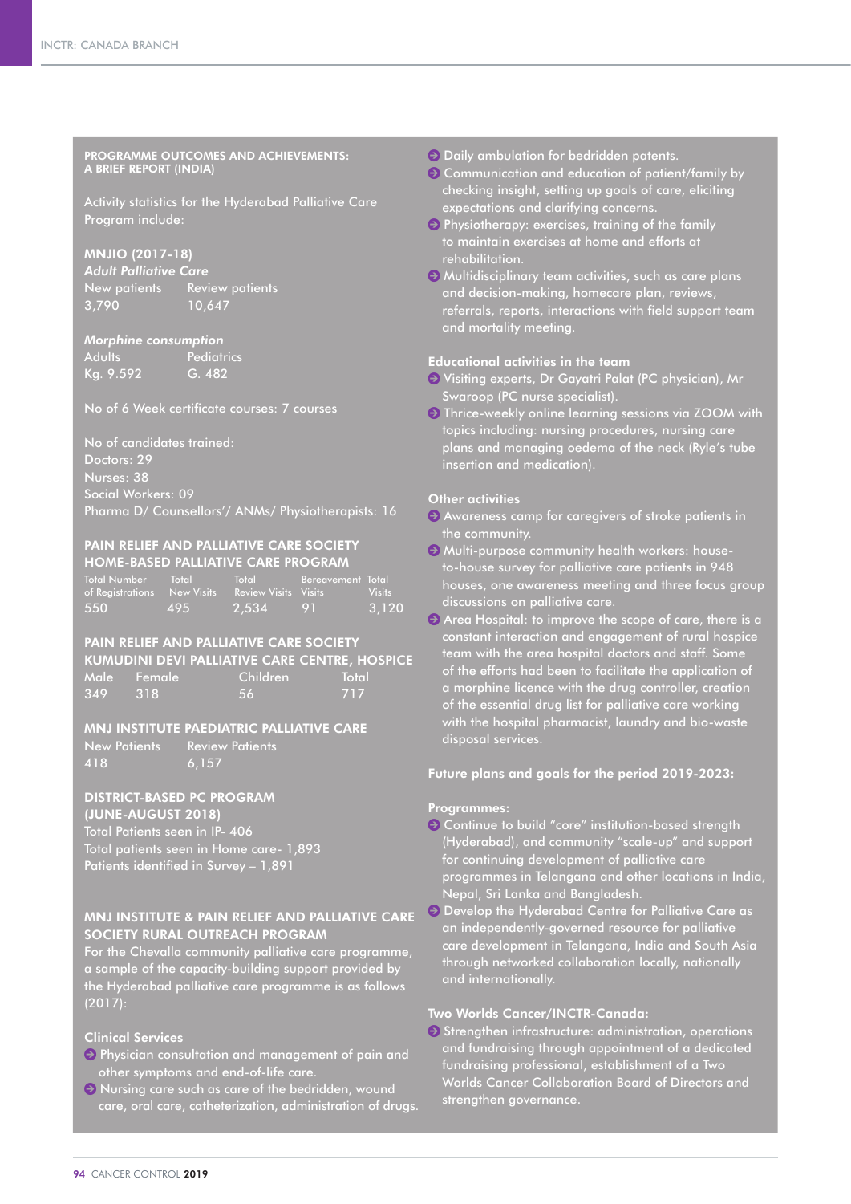## PROGRAMME OUTCOMES AND ACHIEVEMENTS: A BRIEF REPORT (INDIA)

Activity statistics for the Hyderabad Palliative Care Program include:

### MNJIO (2017-18)

***Adult Palliative Care***

| New patients | Review patients |
|---|---|
| 3,790 | 10,647 |

***Morphine consumption***

| Adults | Pediatrics |
|---|---|
| Kg. 9.592 | G. 482 |

No of 6 Week certificate courses: 7 courses

No of candidates trained:
Doctors: 29
Nurses: 38
Social Workers: 09
Pharma D/ Counsellors'/ ANMs/ Physiotherapists: 16

### PAIN RELIEF AND PALLIATIVE CARE SOCIETY HOME-BASED PALLIATIVE CARE PROGRAM

| Total Number of Registrations | Total New Visits | Total Review Visits | Bereavement Visits | Total Visits |
|---|---|---|---|---|
| 550 | 495 | 2,534 | 91 | 3,120 |

### PAIN RELIEF AND PALLIATIVE CARE SOCIETY KUMUDINI DEVI PALLIATIVE CARE CENTRE, HOSPICE

| Male | Female | Children | Total |
|---|---|---|---|
| 349 | 318 | 56 | 717 |

### MNJ INSTITUTE PAEDIATRIC PALLIATIVE CARE

| New Patients | Review Patients |
|---|---|
| 418 | 6,157 |

### DISTRICT-BASED PC PROGRAM (JUNE-AUGUST 2018)

Total Patients seen in IP- 406
Total patients seen in Home care- 1,893
Patients identified in Survey – 1,891

### MNJ INSTITUTE & PAIN RELIEF AND PALLIATIVE CARE SOCIETY RURAL OUTREACH PROGRAM

For the Chevalla community palliative care programme, a sample of the capacity-building support provided by the Hyderabad palliative care programme is as follows (2017):

**Clinical Services**

- Physician consultation and management of pain and other symptoms and end-of-life care.
- Nursing care such as care of the bedridden, wound care, oral care, catheterization, administration of drugs.
- Daily ambulation for bedridden patents.
- Communication and education of patient/family by checking insight, setting up goals of care, eliciting expectations and clarifying concerns.
- Physiotherapy: exercises, training of the family to maintain exercises at home and efforts at rehabilitation.
- Multidisciplinary team activities, such as care plans and decision-making, homecare plan, reviews, referrals, reports, interactions with field support team and mortality meeting.

**Educational activities in the team**

- Visiting experts, Dr Gayatri Palat (PC physician), Mr Swaroop (PC nurse specialist).
- Thrice-weekly online learning sessions via ZOOM with topics including: nursing procedures, nursing care plans and managing oedema of the neck (Ryle's tube insertion and medication).

**Other activities**

- Awareness camp for caregivers of stroke patients in the community.
- Multi-purpose community health workers: house-to-house survey for palliative care patients in 948 houses, one awareness meeting and three focus group discussions on palliative care.
- Area Hospital: to improve the scope of care, there is a constant interaction and engagement of rural hospice team with the area hospital doctors and staff. Some of the efforts had been to facilitate the application of a morphine licence with the drug controller, creation of the essential drug list for palliative care working with the hospital pharmacist, laundry and bio-waste disposal services.

### Future plans and goals for the period 2019-2023:

**Programmes:**

- Continue to build "core" institution-based strength (Hyderabad), and community "scale-up" and support for continuing development of palliative care programmes in Telangana and other locations in India, Nepal, Sri Lanka and Bangladesh.
- Develop the Hyderabad Centre for Palliative Care as an independently-governed resource for palliative care development in Telangana, India and South Asia through networked collaboration locally, nationally and internationally.

**Two Worlds Cancer/INCTR-Canada:**

- Strengthen infrastructure: administration, operations and fundraising through appointment of a dedicated fundraising professional, establishment of a Two Worlds Cancer Collaboration Board of Directors and strengthen governance.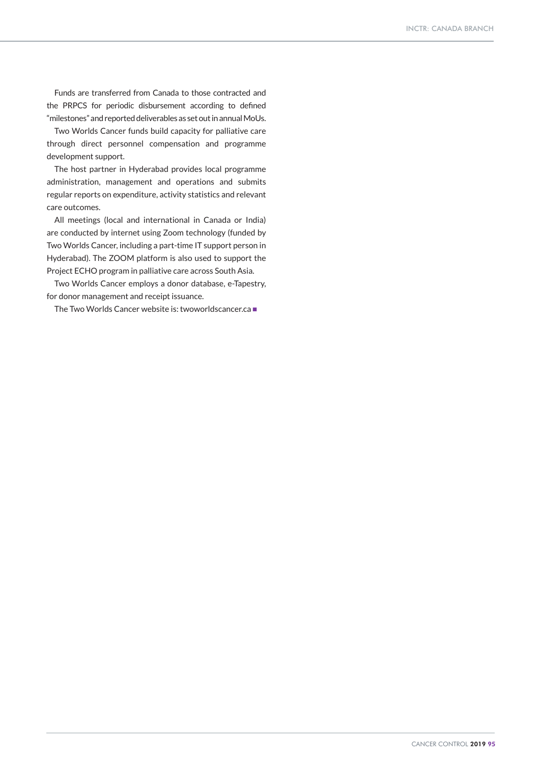Funds are transferred from Canada to those contracted and the PRPCS for periodic disbursement according to defined "milestones" and reported deliverables as set out in annual MoUs.

Two Worlds Cancer funds build capacity for palliative care through direct personnel compensation and programme development support.

The host partner in Hyderabad provides local programme administration, management and operations and submits regular reports on expenditure, activity statistics and relevant care outcomes.

All meetings (local and international in Canada or India) are conducted by internet using Zoom technology (funded by Two Worlds Cancer, including a part-time IT support person in Hyderabad). The ZOOM platform is also used to support the Project ECHO program in palliative care across South Asia.

Two Worlds Cancer employs a donor database, e-Tapestry, for donor management and receipt issuance.

The Two Worlds Cancer website is: twoworldscancer.ca ■